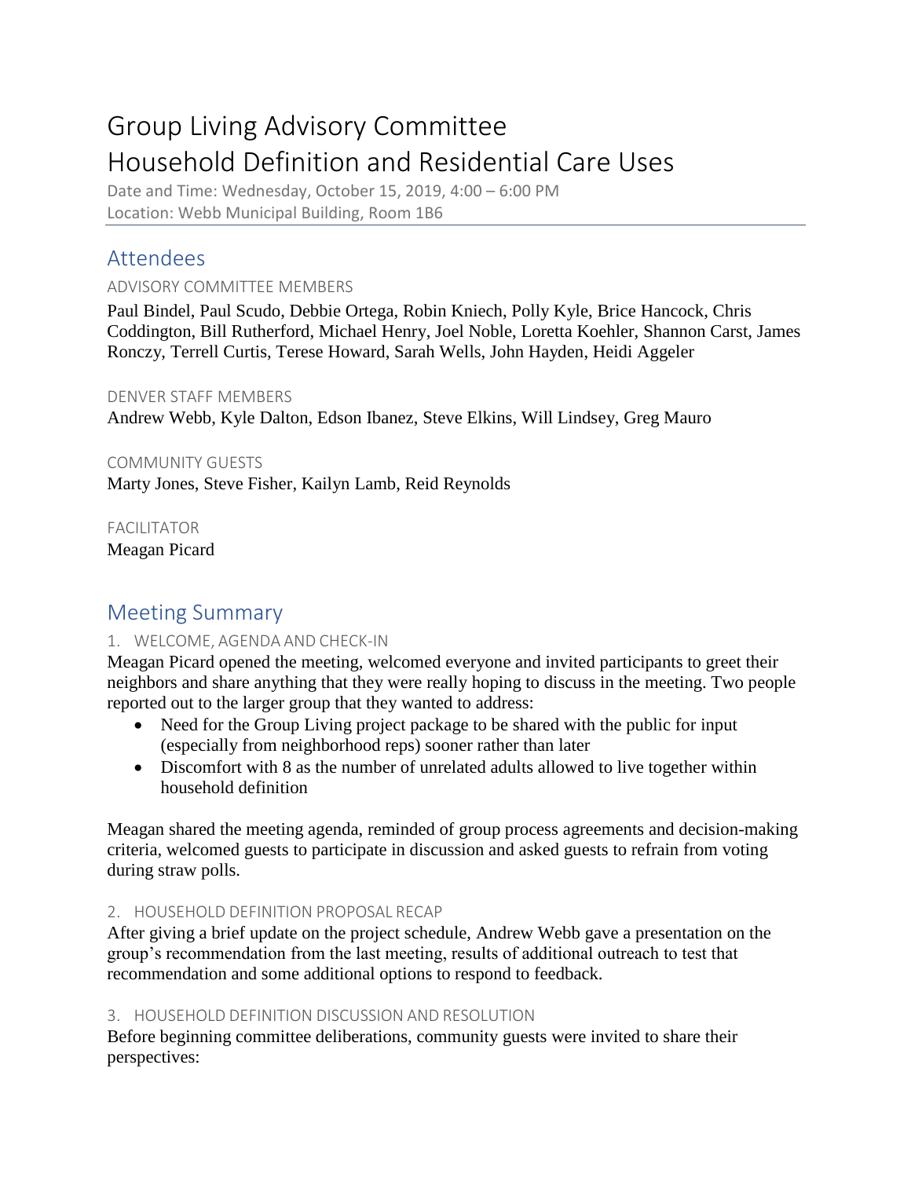# Group Living Advisory Committee
# Household Definition and Residential Care Uses

Date and Time: Wednesday, October 15, 2019, 4:00 – 6:00 PM
Location: Webb Municipal Building, Room 1B6

## Attendees

### ADVISORY COMMITTEE MEMBERS

Paul Bindel, Paul Scudo, Debbie Ortega, Robin Kniech, Polly Kyle, Brice Hancock, Chris Coddington, Bill Rutherford, Michael Henry, Joel Noble, Loretta Koehler, Shannon Carst, James Ronczy, Terrell Curtis, Terese Howard, Sarah Wells, John Hayden, Heidi Aggeler

### DENVER STAFF MEMBERS

Andrew Webb, Kyle Dalton, Edson Ibanez, Steve Elkins, Will Lindsey, Greg Mauro

### COMMUNITY GUESTS

Marty Jones, Steve Fisher, Kailyn Lamb, Reid Reynolds

### FACILITATOR

Meagan Picard

## Meeting Summary

### 1. WELCOME, AGENDA AND CHECK-IN

Meagan Picard opened the meeting, welcomed everyone and invited participants to greet their neighbors and share anything that they were really hoping to discuss in the meeting. Two people reported out to the larger group that they wanted to address:

- Need for the Group Living project package to be shared with the public for input (especially from neighborhood reps) sooner rather than later
- Discomfort with 8 as the number of unrelated adults allowed to live together within household definition

Meagan shared the meeting agenda, reminded of group process agreements and decision-making criteria, welcomed guests to participate in discussion and asked guests to refrain from voting during straw polls.

### 2. HOUSEHOLD DEFINITION PROPOSAL RECAP

After giving a brief update on the project schedule, Andrew Webb gave a presentation on the group's recommendation from the last meeting, results of additional outreach to test that recommendation and some additional options to respond to feedback.

### 3. HOUSEHOLD DEFINITION DISCUSSION AND RESOLUTION

Before beginning committee deliberations, community guests were invited to share their perspectives: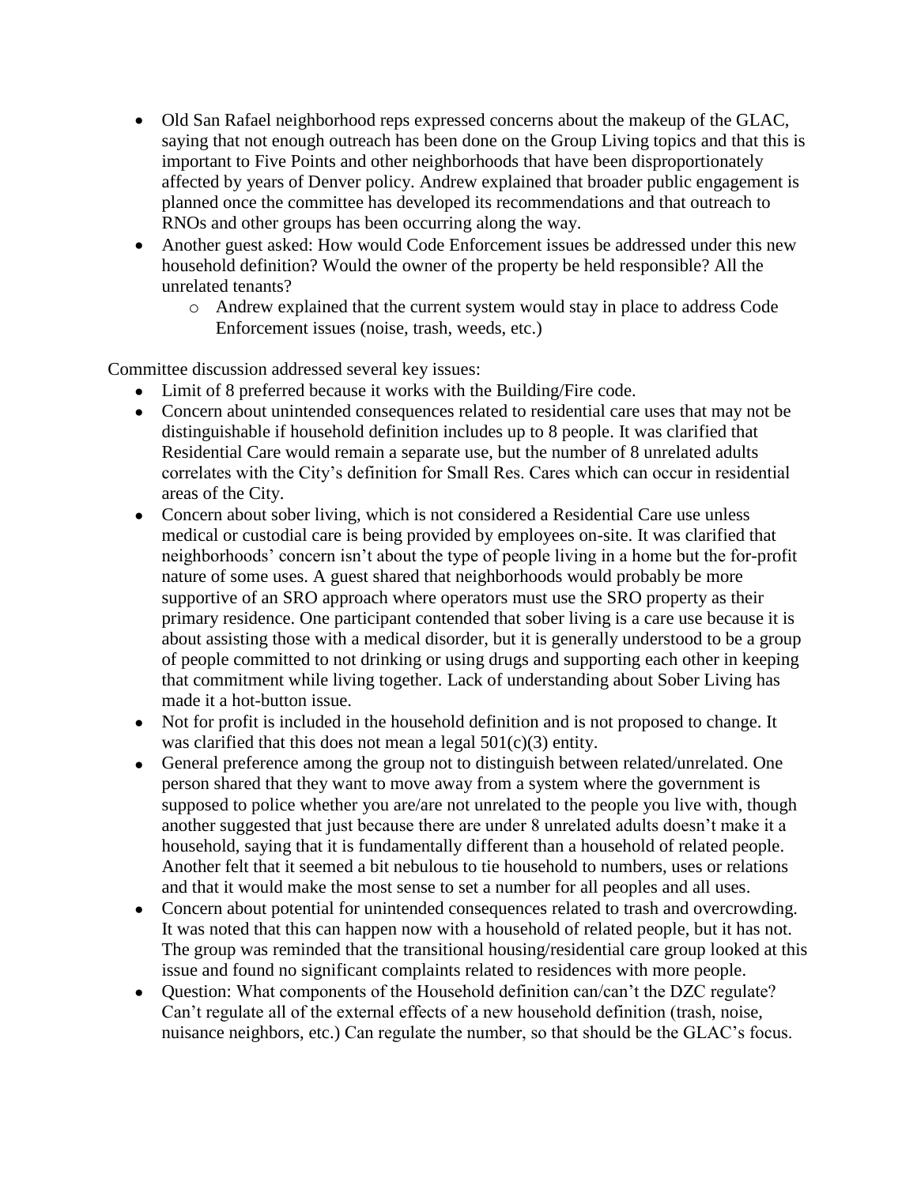- Old San Rafael neighborhood reps expressed concerns about the makeup of the GLAC, saying that not enough outreach has been done on the Group Living topics and that this is important to Five Points and other neighborhoods that have been disproportionately affected by years of Denver policy. Andrew explained that broader public engagement is planned once the committee has developed its recommendations and that outreach to RNOs and other groups has been occurring along the way.
- Another guest asked: How would Code Enforcement issues be addressed under this new household definition? Would the owner of the property be held responsible? All the unrelated tenants?
    - Andrew explained that the current system would stay in place to address Code Enforcement issues (noise, trash, weeds, etc.)

Committee discussion addressed several key issues:

- Limit of 8 preferred because it works with the Building/Fire code.
- Concern about unintended consequences related to residential care uses that may not be distinguishable if household definition includes up to 8 people. It was clarified that Residential Care would remain a separate use, but the number of 8 unrelated adults correlates with the City's definition for Small Res. Cares which can occur in residential areas of the City.
- Concern about sober living, which is not considered a Residential Care use unless medical or custodial care is being provided by employees on-site. It was clarified that neighborhoods' concern isn't about the type of people living in a home but the for-profit nature of some uses. A guest shared that neighborhoods would probably be more supportive of an SRO approach where operators must use the SRO property as their primary residence. One participant contended that sober living is a care use because it is about assisting those with a medical disorder, but it is generally understood to be a group of people committed to not drinking or using drugs and supporting each other in keeping that commitment while living together. Lack of understanding about Sober Living has made it a hot-button issue.
- Not for profit is included in the household definition and is not proposed to change. It was clarified that this does not mean a legal 501(c)(3) entity.
- General preference among the group not to distinguish between related/unrelated. One person shared that they want to move away from a system where the government is supposed to police whether you are/are not unrelated to the people you live with, though another suggested that just because there are under 8 unrelated adults doesn't make it a household, saying that it is fundamentally different than a household of related people. Another felt that it seemed a bit nebulous to tie household to numbers, uses or relations and that it would make the most sense to set a number for all peoples and all uses.
- Concern about potential for unintended consequences related to trash and overcrowding. It was noted that this can happen now with a household of related people, but it has not. The group was reminded that the transitional housing/residential care group looked at this issue and found no significant complaints related to residences with more people.
- Question: What components of the Household definition can/can't the DZC regulate? Can't regulate all of the external effects of a new household definition (trash, noise, nuisance neighbors, etc.) Can regulate the number, so that should be the GLAC's focus.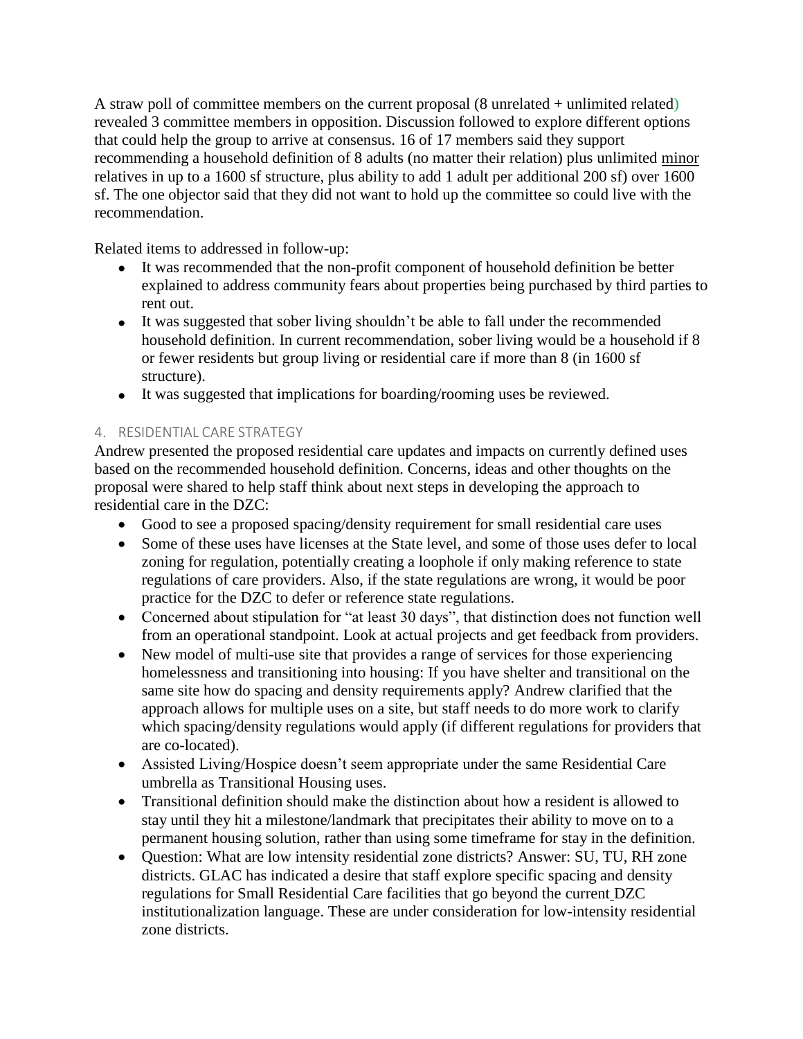A straw poll of committee members on the current proposal (8 unrelated + unlimited related) revealed 3 committee members in opposition. Discussion followed to explore different options that could help the group to arrive at consensus. 16 of 17 members said they support recommending a household definition of 8 adults (no matter their relation) plus unlimited minor relatives in up to a 1600 sf structure, plus ability to add 1 adult per additional 200 sf) over 1600 sf. The one objector said that they did not want to hold up the committee so could live with the recommendation.

Related items to addressed in follow-up:

- It was recommended that the non-profit component of household definition be better explained to address community fears about properties being purchased by third parties to rent out.
- It was suggested that sober living shouldn't be able to fall under the recommended household definition. In current recommendation, sober living would be a household if 8 or fewer residents but group living or residential care if more than 8 (in 1600 sf structure).
- It was suggested that implications for boarding/rooming uses be reviewed.

### 4. RESIDENTIAL CARE STRATEGY

Andrew presented the proposed residential care updates and impacts on currently defined uses based on the recommended household definition. Concerns, ideas and other thoughts on the proposal were shared to help staff think about next steps in developing the approach to residential care in the DZC:

- Good to see a proposed spacing/density requirement for small residential care uses
- Some of these uses have licenses at the State level, and some of those uses defer to local zoning for regulation, potentially creating a loophole if only making reference to state regulations of care providers. Also, if the state regulations are wrong, it would be poor practice for the DZC to defer or reference state regulations.
- Concerned about stipulation for "at least 30 days", that distinction does not function well from an operational standpoint. Look at actual projects and get feedback from providers.
- New model of multi-use site that provides a range of services for those experiencing homelessness and transitioning into housing: If you have shelter and transitional on the same site how do spacing and density requirements apply? Andrew clarified that the approach allows for multiple uses on a site, but staff needs to do more work to clarify which spacing/density regulations would apply (if different regulations for providers that are co-located).
- Assisted Living/Hospice doesn't seem appropriate under the same Residential Care umbrella as Transitional Housing uses.
- Transitional definition should make the distinction about how a resident is allowed to stay until they hit a milestone/landmark that precipitates their ability to move on to a permanent housing solution, rather than using some timeframe for stay in the definition.
- Question: What are low intensity residential zone districts? Answer: SU, TU, RH zone districts. GLAC has indicated a desire that staff explore specific spacing and density regulations for Small Residential Care facilities that go beyond the current DZC institutionalization language. These are under consideration for low-intensity residential zone districts.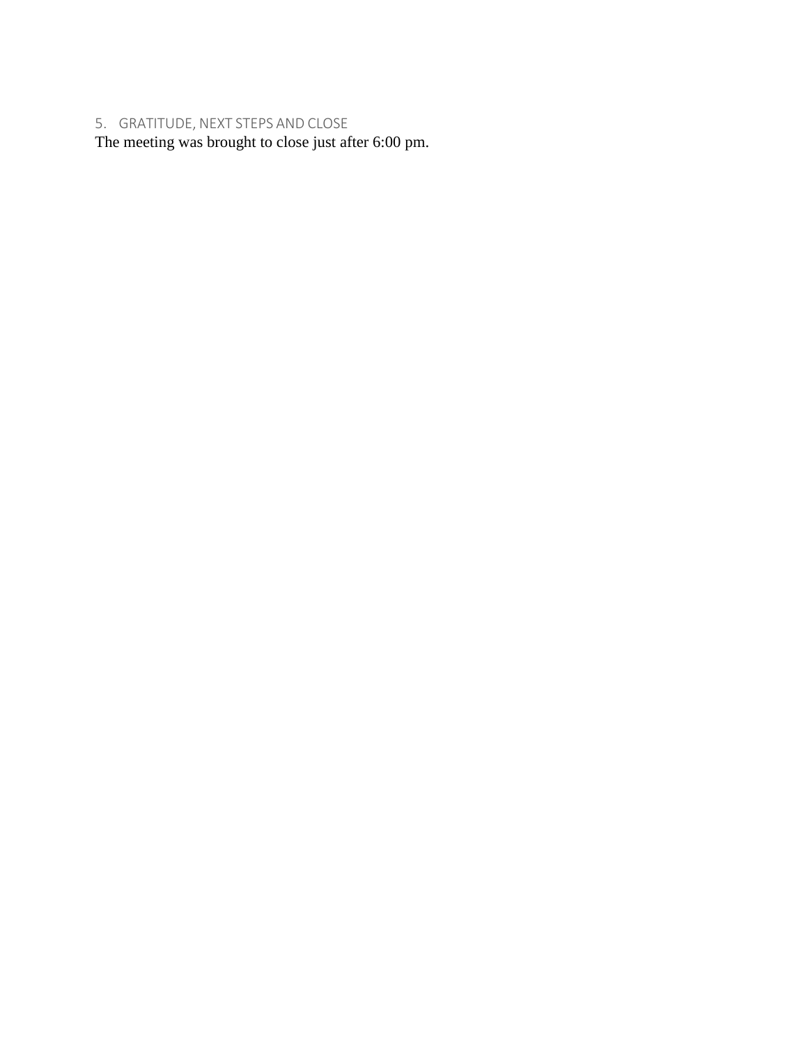## 5. GRATITUDE, NEXT STEPS AND CLOSE

The meeting was brought to close just after 6:00 pm.